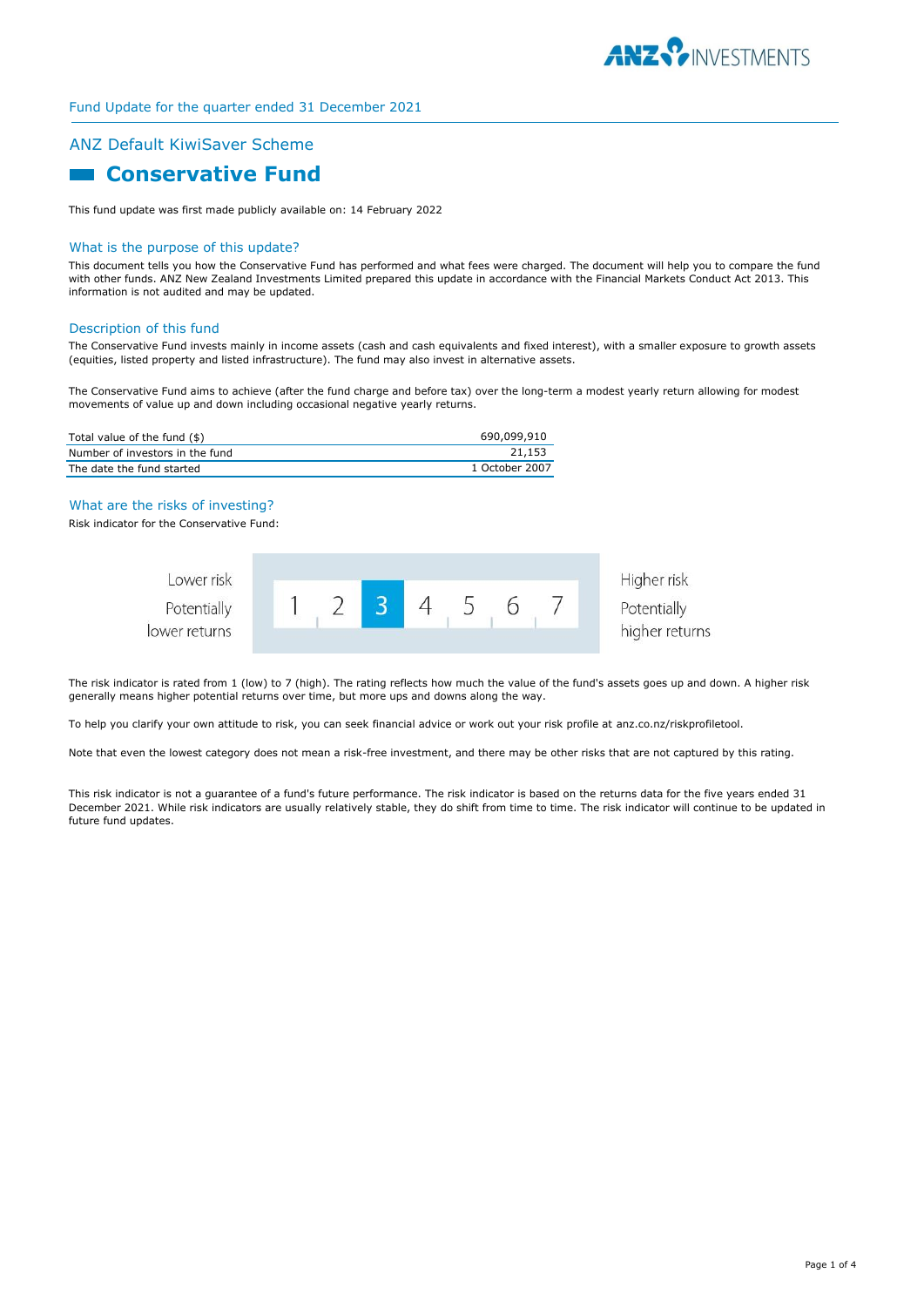Fund Update for the quarter ended 31 December 2021

## ANZ Default KiwiSaver Scheme

# Conservative Fund

This fund update was first made publicly available on: 14 February 2022

## What is the purpose of this update?

This document tells you how the Conservative Fund has performed and what fees were charged. The document will help you to compare the fund with other funds. ANZ New Zealand Investments Limited prepared this update in accordance with the Financial Markets Conduct Act 2013. This information is not audited and may be updated.

## Description of this fund

The Conservative Fund invests mainly in income assets (cash and cash equivalents and fixed interest), with a smaller exposure to growth assets (equities, listed property and listed infrastructure). The fund may also invest in alternative assets.

The Conservative Fund aims to achieve (after the fund charge and before tax) over the long-term a modest yearly return allowing for modest movements of value up and down including occasional negative yearly returns.

| | |
|---|---|
| Total value of the fund ($) | 690,099,910 |
| Number of investors in the fund | 21,153 |
| The date the fund started | 1 October 2007 |

## What are the risks of investing?

Risk indicator for the Conservative Fund:

| Lower risk<br>Potentially lower returns | 1 | 2 | **3** | 4 | 5 | 6 | 7 | Higher risk<br>Potentially higher returns |
|---|---|---|---|---|---|---|---|---|

The risk indicator is rated from 1 (low) to 7 (high). The rating reflects how much the value of the fund's assets goes up and down. A higher risk generally means higher potential returns over time, but more ups and downs along the way.

To help you clarify your own attitude to risk, you can seek financial advice or work out your risk profile at anz.co.nz/riskprofiletool.

Note that even the lowest category does not mean a risk-free investment, and there may be other risks that are not captured by this rating.

This risk indicator is not a guarantee of a fund's future performance. The risk indicator is based on the returns data for the five years ended 31 December 2021. While risk indicators are usually relatively stable, they do shift from time to time. The risk indicator will continue to be updated in future fund updates.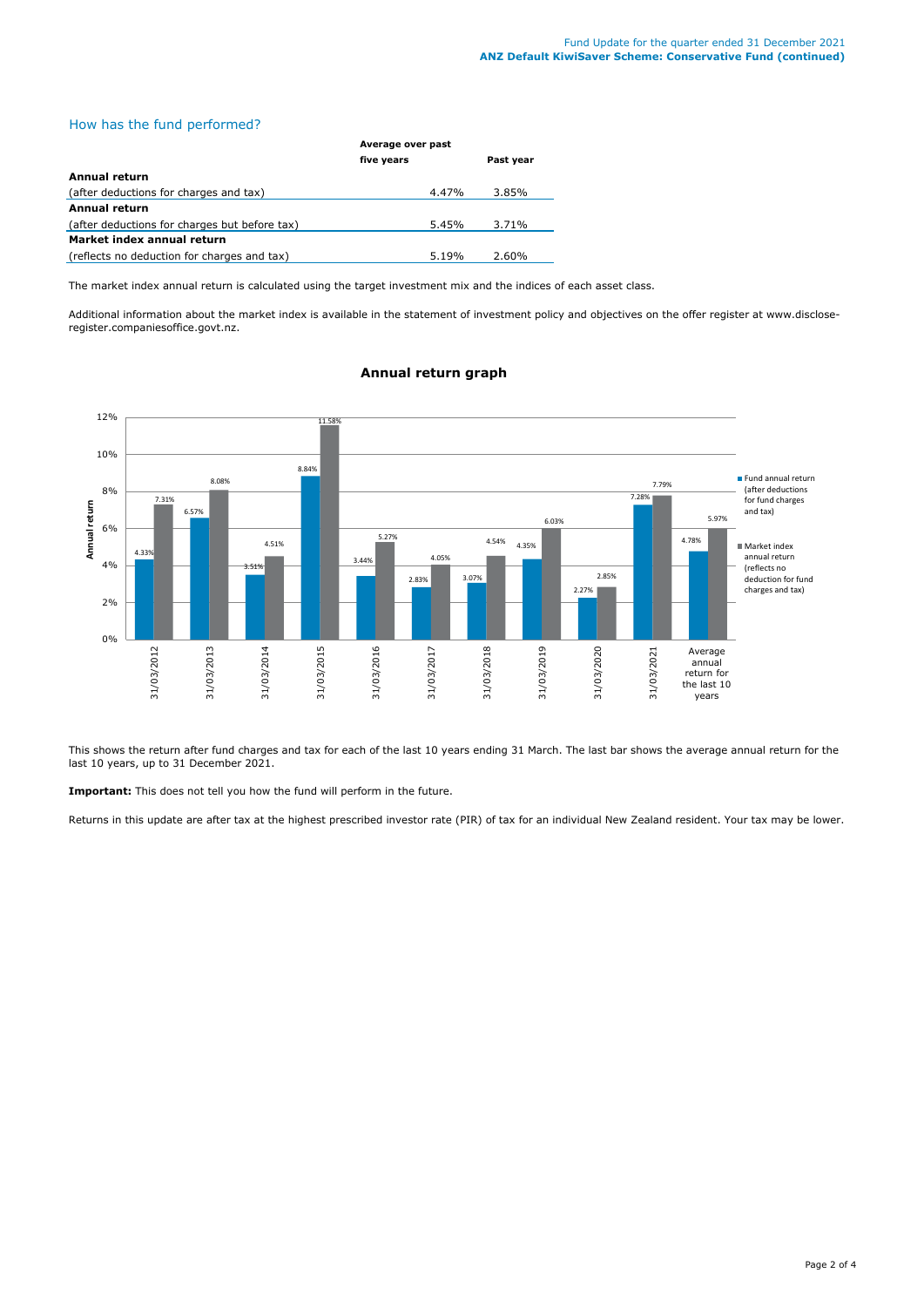## How has the fund performed?

| | Average over past five years | Past year |
|---|---|---|
| **Annual return** | | |
| (after deductions for charges and tax) | 4.47% | 3.85% |
| **Annual return** | | |
| (after deductions for charges but before tax) | 5.45% | 3.71% |
| **Market index annual return** | | |
| (reflects no deduction for charges and tax) | 5.19% | 2.60% |

The market index annual return is calculated using the target investment mix and the indices of each asset class.

Additional information about the market index is available in the statement of investment policy and objectives on the offer register at www.disclose-register.companiesoffice.govt.nz.

### Annual return graph

| | Fund annual return (after deductions for fund charges and tax) | Market index annual return (reflects no deduction for fund charges and tax) |
|---|---|---|
| 31/03/2012 | 4.33% | 7.31% |
| 31/03/2013 | 6.57% | 8.08% |
| 31/03/2014 | 3.51% | 4.51% |
| 31/03/2015 | 8.84% | 11.58% |
| 31/03/2016 | 3.44% | 5.27% |
| 31/03/2017 | 2.83% | 4.05% |
| 31/03/2018 | 3.07% | 4.54% |
| 31/03/2019 | 4.35% | 6.03% |
| 31/03/2020 | 2.27% | 2.85% |
| 31/03/2021 | 7.28% | 7.79% |
| Average annual return for the last 10 years | 4.78% | 5.97% |

This shows the return after fund charges and tax for each of the last 10 years ending 31 March. The last bar shows the average annual return for the last 10 years, up to 31 December 2021.

**Important:** This does not tell you how the fund will perform in the future.

Returns in this update are after tax at the highest prescribed investor rate (PIR) of tax for an individual New Zealand resident. Your tax may be lower.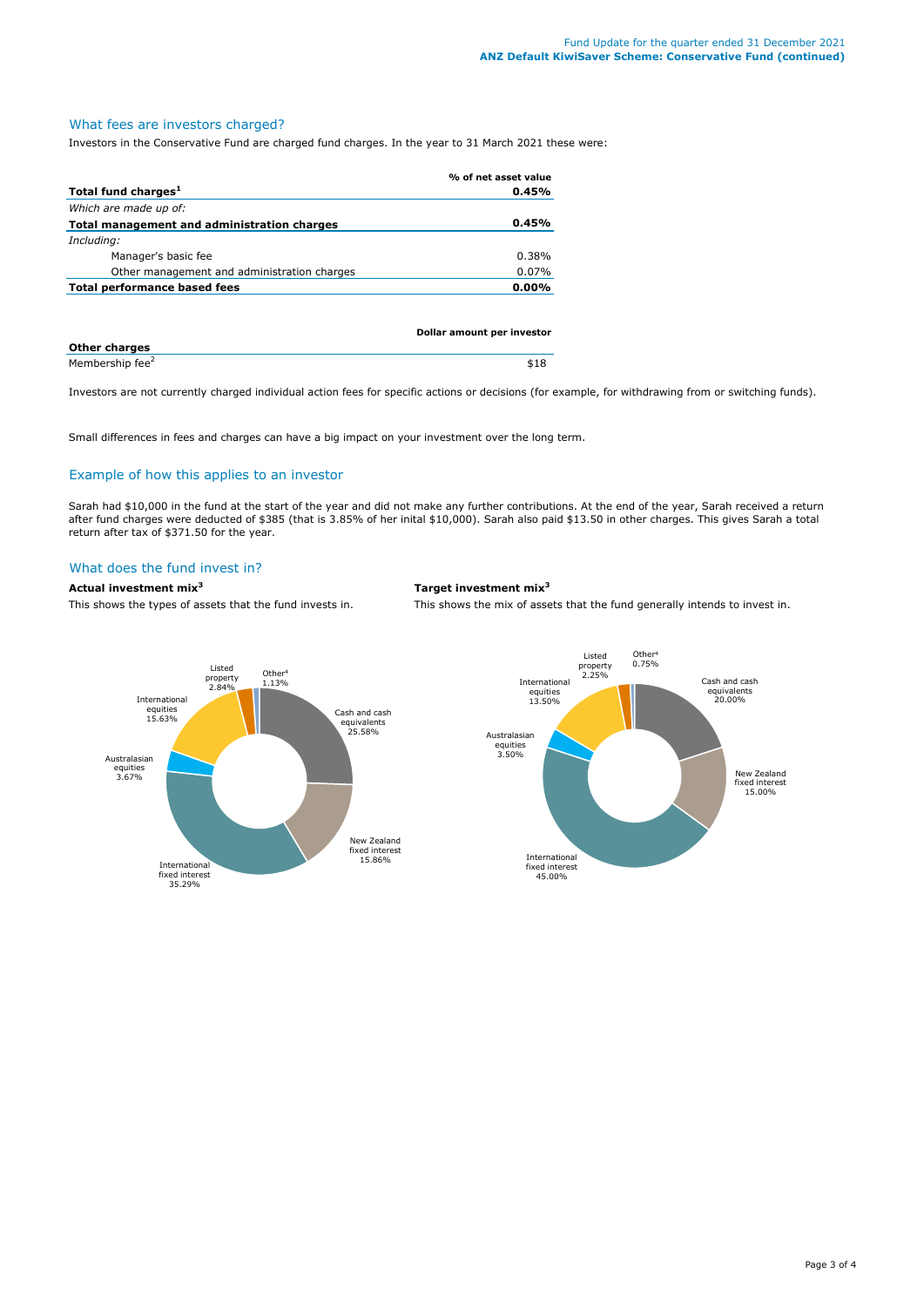## What fees are investors charged?

Investors in the Conservative Fund are charged fund charges. In the year to 31 March 2021 these were:

| | % of net asset value |
|---|---|
| **Total fund charges[1]** | **0.45%** |
| *Which are made up of:* | |
| **Total management and administration charges** | **0.45%** |
| *Including:* | |
| Manager's basic fee | 0.38% |
| Other management and administration charges | 0.07% |
| **Total performance based fees** | **0.00%** |

| | Dollar amount per investor |
|---|---|
| **Other charges** | |
| Membership fee[2] | $18 |

Investors are not currently charged individual action fees for specific actions or decisions (for example, for withdrawing from or switching funds).

Small differences in fees and charges can have a big impact on your investment over the long term.

## Example of how this applies to an investor

Sarah had $10,000 in the fund at the start of the year and did not make any further contributions. At the end of the year, Sarah received a return after fund charges were deducted of $385 (that is 3.85% of her inital $10,000). Sarah also paid $13.50 in other charges. This gives Sarah a total return after tax of $371.50 for the year.

## What does the fund invest in?

### Actual investment mix[3]

This shows the types of assets that the fund invests in.

| Asset type | % |
|---|---|
| Cash and cash equivalents | 25.58% |
| New Zealand fixed interest | 15.86% |
| International fixed interest | 35.29% |
| Australasian equities | 3.67% |
| International equities | 15.63% |
| Listed property | 2.84% |
| Other[4] | 1.13% |

### Target investment mix[3]

This shows the mix of assets that the fund generally intends to invest in.

| Asset type | % |
|---|---|
| Cash and cash equivalents | 20.00% |
| New Zealand fixed interest | 15.00% |
| International fixed interest | 45.00% |
| Australasian equities | 3.50% |
| International equities | 13.50% |
| Listed property | 2.25% |
| Other[4] | 0.75% |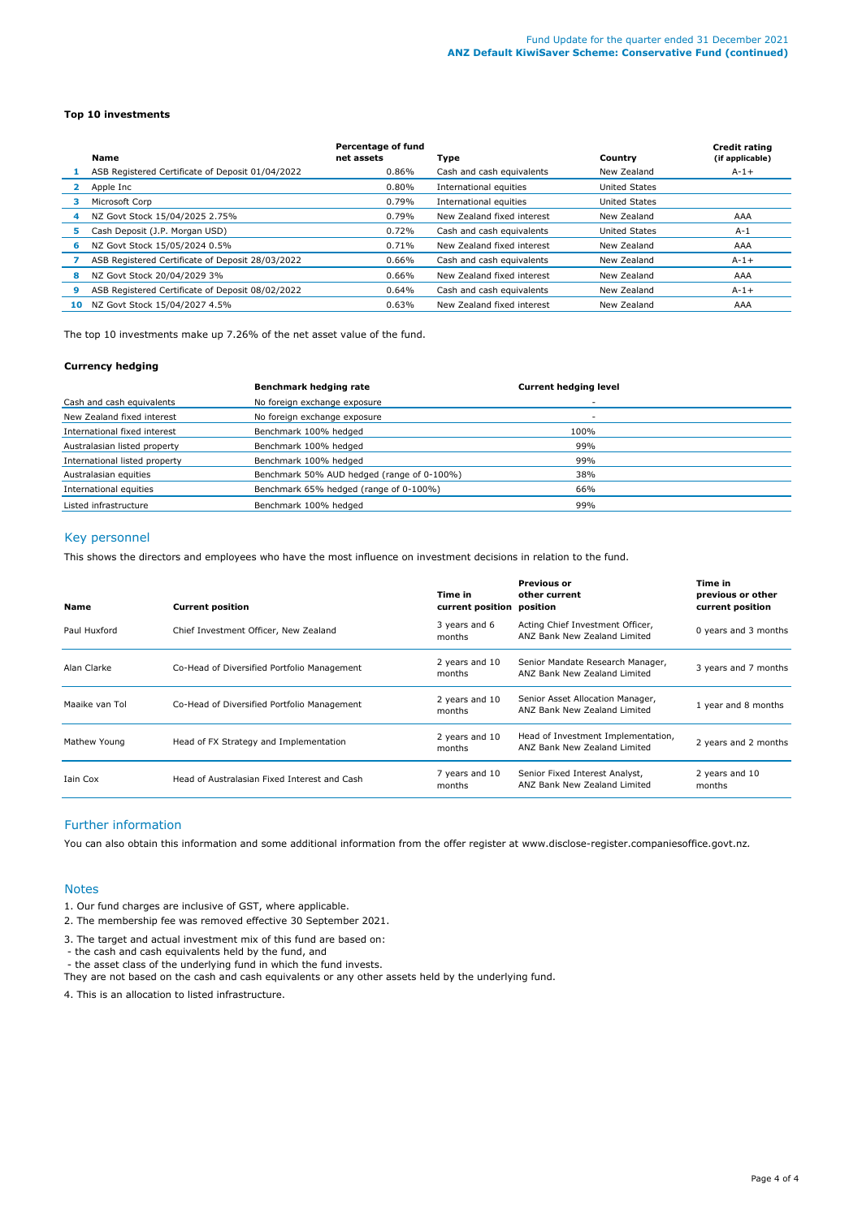### Top 10 investments

| | Name | Percentage of fund net assets | Type | Country | Credit rating (if applicable) |
|---|---|---|---|---|---|
| 1 | ASB Registered Certificate of Deposit 01/04/2022 | 0.86% | Cash and cash equivalents | New Zealand | A-1+ |
| 2 | Apple Inc | 0.80% | International equities | United States | |
| 3 | Microsoft Corp | 0.79% | International equities | United States | |
| 4 | NZ Govt Stock 15/04/2025 2.75% | 0.79% | New Zealand fixed interest | New Zealand | AAA |
| 5 | Cash Deposit (J.P. Morgan USD) | 0.72% | Cash and cash equivalents | United States | A-1 |
| 6 | NZ Govt Stock 15/05/2024 0.5% | 0.71% | New Zealand fixed interest | New Zealand | AAA |
| 7 | ASB Registered Certificate of Deposit 28/03/2022 | 0.66% | Cash and cash equivalents | New Zealand | A-1+ |
| 8 | NZ Govt Stock 20/04/2029 3% | 0.66% | New Zealand fixed interest | New Zealand | AAA |
| 9 | ASB Registered Certificate of Deposit 08/02/2022 | 0.64% | Cash and cash equivalents | New Zealand | A-1+ |
| 10 | NZ Govt Stock 15/04/2027 4.5% | 0.63% | New Zealand fixed interest | New Zealand | AAA |

The top 10 investments make up 7.26% of the net asset value of the fund.

### Currency hedging

| | Benchmark hedging rate | Current hedging level |
|---|---|---|
| Cash and cash equivalents | No foreign exchange exposure | - |
| New Zealand fixed interest | No foreign exchange exposure | - |
| International fixed interest | Benchmark 100% hedged | 100% |
| Australasian listed property | Benchmark 100% hedged | 99% |
| International listed property | Benchmark 100% hedged | 99% |
| Australasian equities | Benchmark 50% AUD hedged (range of 0-100%) | 38% |
| International equities | Benchmark 65% hedged (range of 0-100%) | 66% |
| Listed infrastructure | Benchmark 100% hedged | 99% |

## Key personnel

This shows the directors and employees who have the most influence on investment decisions in relation to the fund.

| Name | Current position | Time in current position | Previous or other current position | Time in previous or other current position |
|---|---|---|---|---|
| Paul Huxford | Chief Investment Officer, New Zealand | 3 years and 6 months | Acting Chief Investment Officer, ANZ Bank New Zealand Limited | 0 years and 3 months |
| Alan Clarke | Co-Head of Diversified Portfolio Management | 2 years and 10 months | Senior Mandate Research Manager, ANZ Bank New Zealand Limited | 3 years and 7 months |
| Maaike van Tol | Co-Head of Diversified Portfolio Management | 2 years and 10 months | Senior Asset Allocation Manager, ANZ Bank New Zealand Limited | 1 year and 8 months |
| Mathew Young | Head of FX Strategy and Implementation | 2 years and 10 months | Head of Investment Implementation, ANZ Bank New Zealand Limited | 2 years and 2 months |
| Iain Cox | Head of Australasian Fixed Interest and Cash | 7 years and 10 months | Senior Fixed Interest Analyst, ANZ Bank New Zealand Limited | 2 years and 10 months |

## Further information

You can also obtain this information and some additional information from the offer register at www.disclose-register.companiesoffice.govt.nz.

## Notes

1. Our fund charges are inclusive of GST, where applicable.
2. The membership fee was removed effective 30 September 2021.
3. The target and actual investment mix of this fund are based on:
 - the cash and cash equivalents held by the fund, and
 - the asset class of the underlying fund in which the fund invests.

They are not based on the cash and cash equivalents or any other assets held by the underlying fund.

4. This is an allocation to listed infrastructure.